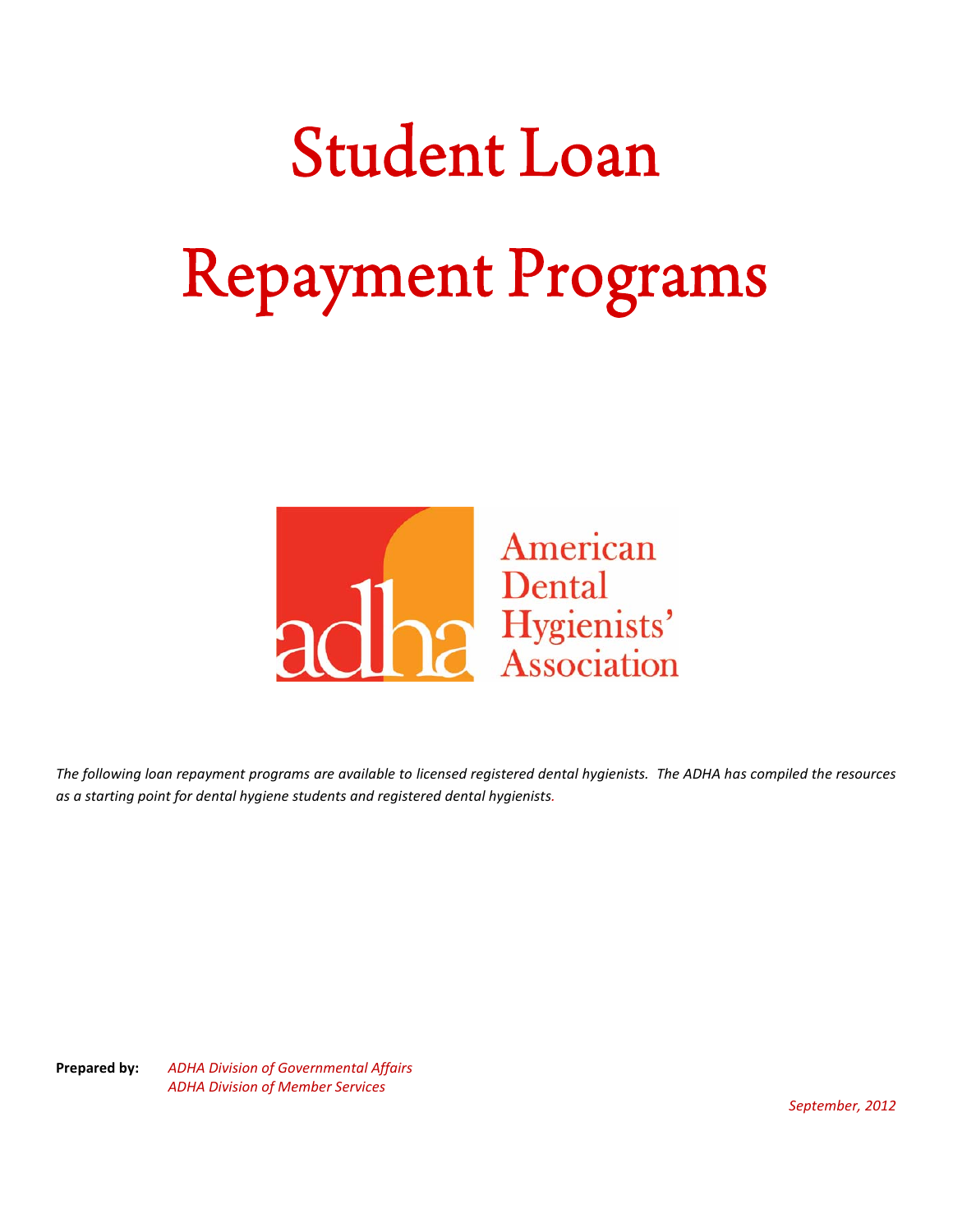# Student Loan Repayment Programs

American Dental Hygienists' Association

*The following loan repayment programs are available to licensed registered dental hygienists. The ADHA has compiled the resources as a starting point for dental hygiene students and registered dental hygienists.*

**Prepared by:** *ADHA Division of Governmental Affairs*
*ADHA Division of Member Services*

*September, 2012*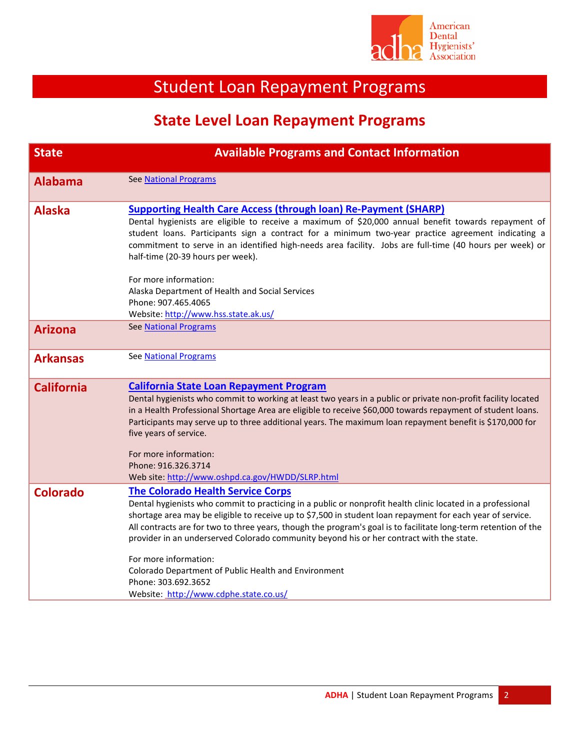# Student Loan Repayment Programs

## State Level Loan Repayment Programs

| State | Available Programs and Contact Information |
|---|---|
| **Alabama** | See [National Programs] |
| **Alaska** | **[Supporting Health Care Access (through loan) Re-Payment (SHARP)]**<br>Dental hygienists are eligible to receive a maximum of $20,000 annual benefit towards repayment of student loans. Participants sign a contract for a minimum two-year practice agreement indicating a commitment to serve in an identified high-needs area facility. Jobs are full-time (40 hours per week) or half-time (20-39 hours per week).<br><br>For more information:<br>Alaska Department of Health and Social Services<br>Phone: 907.465.4065<br>Website: http://www.hss.state.ak.us/ |
| **Arizona** | See [National Programs] |
| **Arkansas** | See [National Programs] |
| **California** | **[California State Loan Repayment Program]**<br>Dental hygienists who commit to working at least two years in a public or private non-profit facility located in a Health Professional Shortage Area are eligible to receive $60,000 towards repayment of student loans. Participants may serve up to three additional years. The maximum loan repayment benefit is $170,000 for five years of service.<br><br>For more information:<br>Phone: 916.326.3714<br>Web site: http://www.oshpd.ca.gov/HWDD/SLRP.html |
| **Colorado** | **[The Colorado Health Service Corps]**<br>Dental hygienists who commit to practicing in a public or nonprofit health clinic located in a professional shortage area may be eligible to receive up to $7,500 in student loan repayment for each year of service. All contracts are for two to three years, though the program's goal is to facilitate long-term retention of the provider in an underserved Colorado community beyond his or her contract with the state.<br><br>For more information:<br>Colorado Department of Public Health and Environment<br>Phone: 303.692.3652<br>Website: http://www.cdphe.state.co.us/ |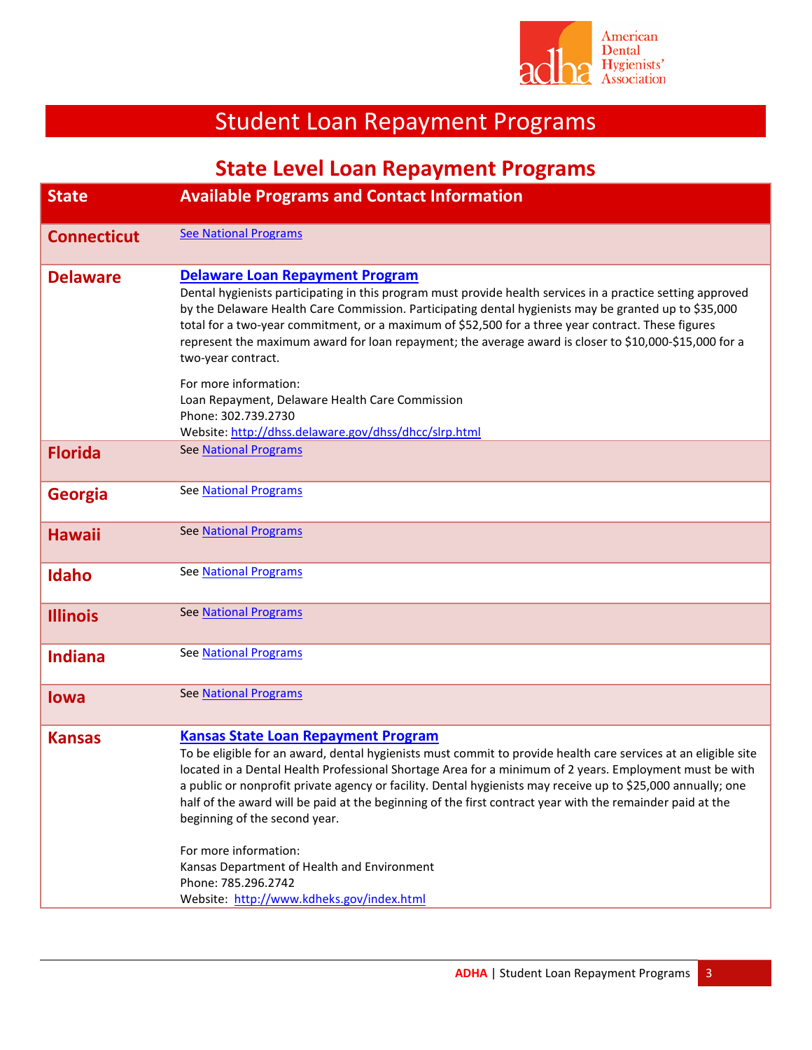# Student Loan Repayment Programs

## State Level Loan Repayment Programs

| State | Available Programs and Contact Information |
|---|---|
| **Connecticut** | See National Programs |
| **Delaware** | **Delaware Loan Repayment Program**<br>Dental hygienists participating in this program must provide health services in a practice setting approved by the Delaware Health Care Commission. Participating dental hygienists may be granted up to $35,000 total for a two-year commitment, or a maximum of $52,500 for a three year contract. These figures represent the maximum award for loan repayment; the average award is closer to $10,000-$15,000 for a two-year contract.<br><br>For more information:<br>Loan Repayment, Delaware Health Care Commission<br>Phone: 302.739.2730<br>Website: http://dhss.delaware.gov/dhss/dhcc/slrp.html |
| **Florida** | See National Programs |
| **Georgia** | See National Programs |
| **Hawaii** | See National Programs |
| **Idaho** | See National Programs |
| **Illinois** | See National Programs |
| **Indiana** | See National Programs |
| **Iowa** | See National Programs |
| **Kansas** | **Kansas State Loan Repayment Program**<br>To be eligible for an award, dental hygienists must commit to provide health care services at an eligible site located in a Dental Health Professional Shortage Area for a minimum of 2 years. Employment must be with a public or nonprofit private agency or facility. Dental hygienists may receive up to $25,000 annually; one half of the award will be paid at the beginning of the first contract year with the remainder paid at the beginning of the second year.<br><br>For more information:<br>Kansas Department of Health and Environment<br>Phone: 785.296.2742<br>Website: http://www.kdheks.gov/index.html |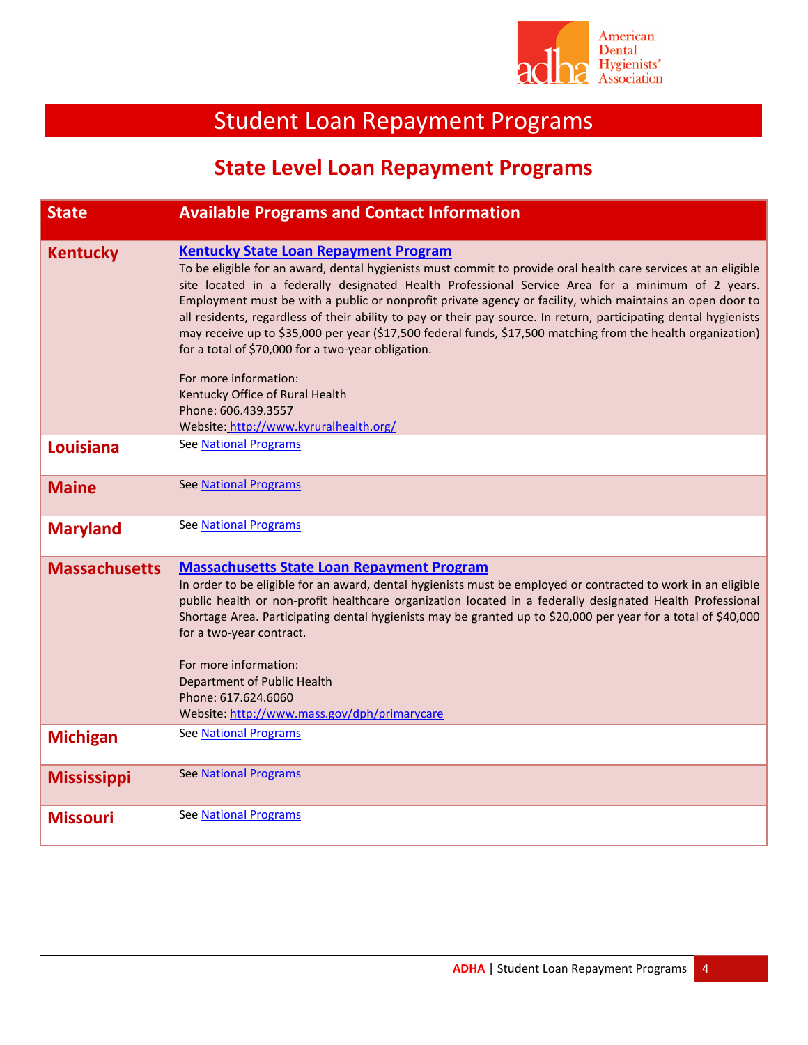# Student Loan Repayment Programs

## State Level Loan Repayment Programs

| State | Available Programs and Contact Information |
|---|---|
| **Kentucky** | **[Kentucky State Loan Repayment Program]** To be eligible for an award, dental hygienists must commit to provide oral health care services at an eligible site located in a federally designated Health Professional Service Area for a minimum of 2 years. Employment must be with a public or nonprofit private agency or facility, which maintains an open door to all residents, regardless of their ability to pay or their pay source. In return, participating dental hygienists may receive up to $35,000 per year ($17,500 federal funds, $17,500 matching from the health organization) for a total of $70,000 for a two-year obligation.<br><br>For more information:<br>Kentucky Office of Rural Health<br>Phone: 606.439.3557<br>Website: http://www.kyruralhealth.org/ |
| **Louisiana** | See National Programs |
| **Maine** | See National Programs |
| **Maryland** | See National Programs |
| **Massachusetts** | **[Massachusetts State Loan Repayment Program]** In order to be eligible for an award, dental hygienists must be employed or contracted to work in an eligible public health or non-profit healthcare organization located in a federally designated Health Professional Shortage Area. Participating dental hygienists may be granted up to $20,000 per year for a total of $40,000 for a two-year contract.<br><br>For more information:<br>Department of Public Health<br>Phone: 617.624.6060<br>Website: http://www.mass.gov/dph/primarycare |
| **Michigan** | See National Programs |
| **Mississippi** | See National Programs |
| **Missouri** | See National Programs |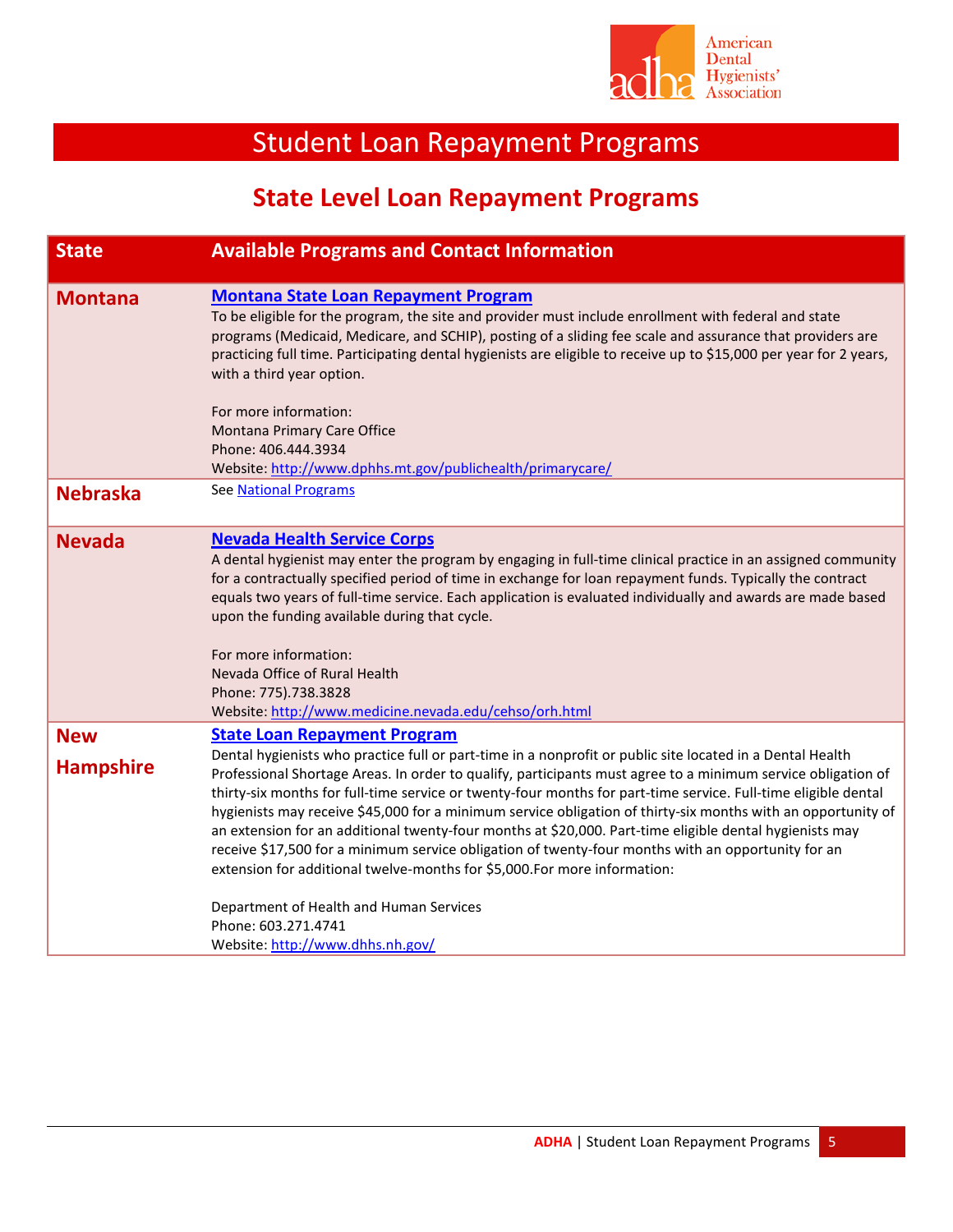# Student Loan Repayment Programs

## State Level Loan Repayment Programs

| State | Available Programs and Contact Information |
|---|---|
| **Montana** | **[Montana State Loan Repayment Program](http://www.dphhs.mt.gov/publichealth/primarycare/)**<br>To be eligible for the program, the site and provider must include enrollment with federal and state programs (Medicaid, Medicare, and SCHIP), posting of a sliding fee scale and assurance that providers are practicing full time. Participating dental hygienists are eligible to receive up to $15,000 per year for 2 years, with a third year option.<br><br>For more information:<br>Montana Primary Care Office<br>Phone: 406.444.3934<br>Website: http://www.dphhs.mt.gov/publichealth/primarycare/ |
| **Nebraska** | See National Programs |
| **Nevada** | **Nevada Health Service Corps**<br>A dental hygienist may enter the program by engaging in full-time clinical practice in an assigned community for a contractually specified period of time in exchange for loan repayment funds. Typically the contract equals two years of full-time service. Each application is evaluated individually and awards are made based upon the funding available during that cycle.<br><br>For more information:<br>Nevada Office of Rural Health<br>Phone: 775).738.3828<br>Website: http://www.medicine.nevada.edu/cehso/orh.html |
| **New Hampshire** | **State Loan Repayment Program**<br>Dental hygienists who practice full or part-time in a nonprofit or public site located in a Dental Health Professional Shortage Areas. In order to qualify, participants must agree to a minimum service obligation of thirty-six months for full-time service or twenty-four months for part-time service. Full-time eligible dental hygienists may receive $45,000 for a minimum service obligation of thirty-six months with an opportunity of an extension for an additional twenty-four months at $20,000. Part-time eligible dental hygienists may receive $17,500 for a minimum service obligation of twenty-four months with an opportunity for an extension for additional twelve-months for $5,000.For more information:<br><br>Department of Health and Human Services<br>Phone: 603.271.4741<br>Website: http://www.dhhs.nh.gov/ |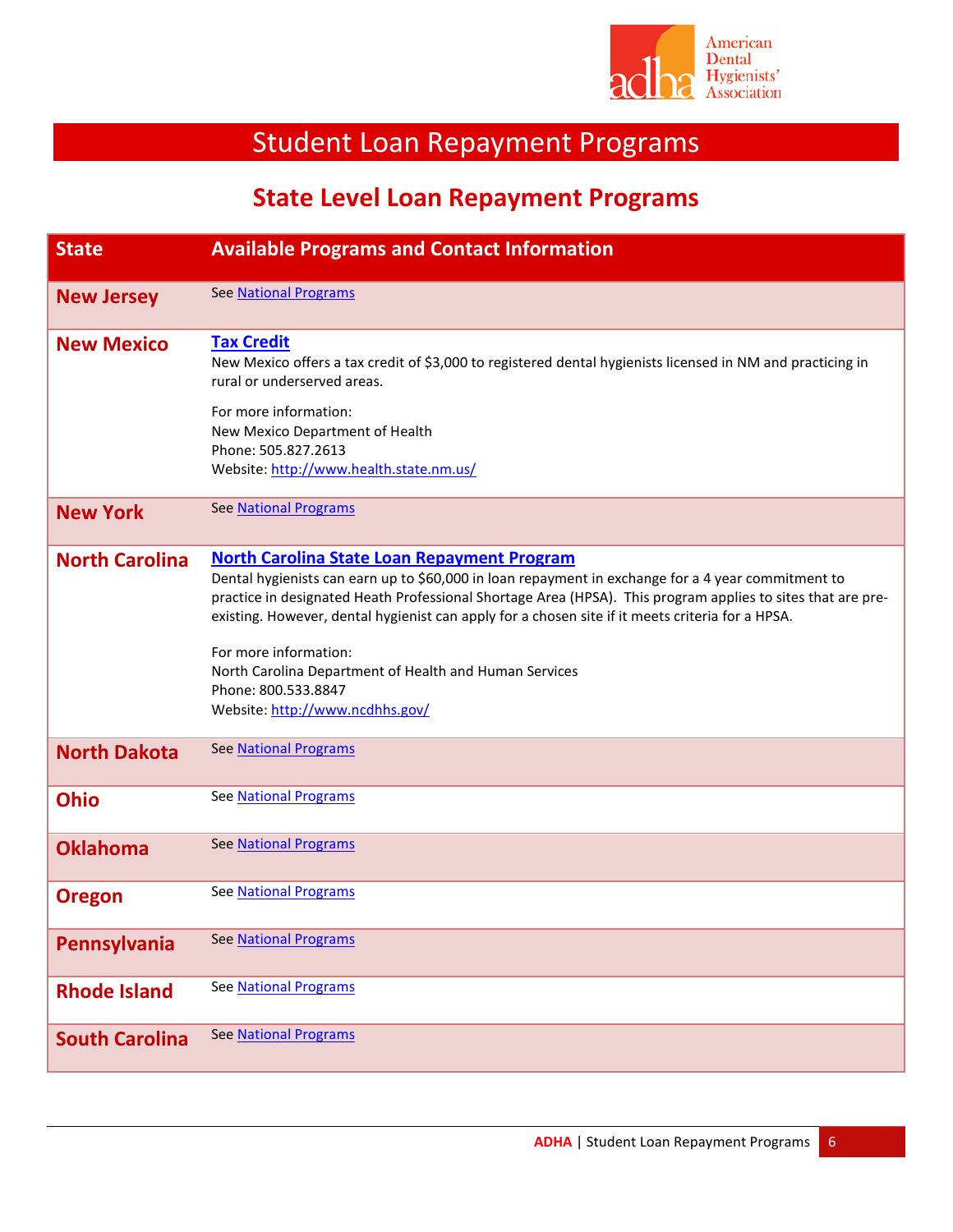# Student Loan Repayment Programs

## State Level Loan Repayment Programs

| State | Available Programs and Contact Information |
|---|---|
| **New Jersey** | See [National Programs](#) |
| **New Mexico** | **[Tax Credit](#)**<br>New Mexico offers a tax credit of $3,000 to registered dental hygienists licensed in NM and practicing in rural or underserved areas.<br><br>For more information:<br>New Mexico Department of Health<br>Phone: 505.827.2613<br>Website: [http://www.health.state.nm.us/](http://www.health.state.nm.us/) |
| **New York** | See [National Programs](#) |
| **North Carolina** | **[North Carolina State Loan Repayment Program](#)**<br>Dental hygienists can earn up to $60,000 in loan repayment in exchange for a 4 year commitment to practice in designated Heath Professional Shortage Area (HPSA). This program applies to sites that are pre-existing. However, dental hygienist can apply for a chosen site if it meets criteria for a HPSA.<br><br>For more information:<br>North Carolina Department of Health and Human Services<br>Phone: 800.533.8847<br>Website: [http://www.ncdhhs.gov/](http://www.ncdhhs.gov/) |
| **North Dakota** | See [National Programs](#) |
| **Ohio** | See [National Programs](#) |
| **Oklahoma** | See [National Programs](#) |
| **Oregon** | See [National Programs](#) |
| **Pennsylvania** | See [National Programs](#) |
| **Rhode Island** | See [National Programs](#) |
| **South Carolina** | See [National Programs](#) |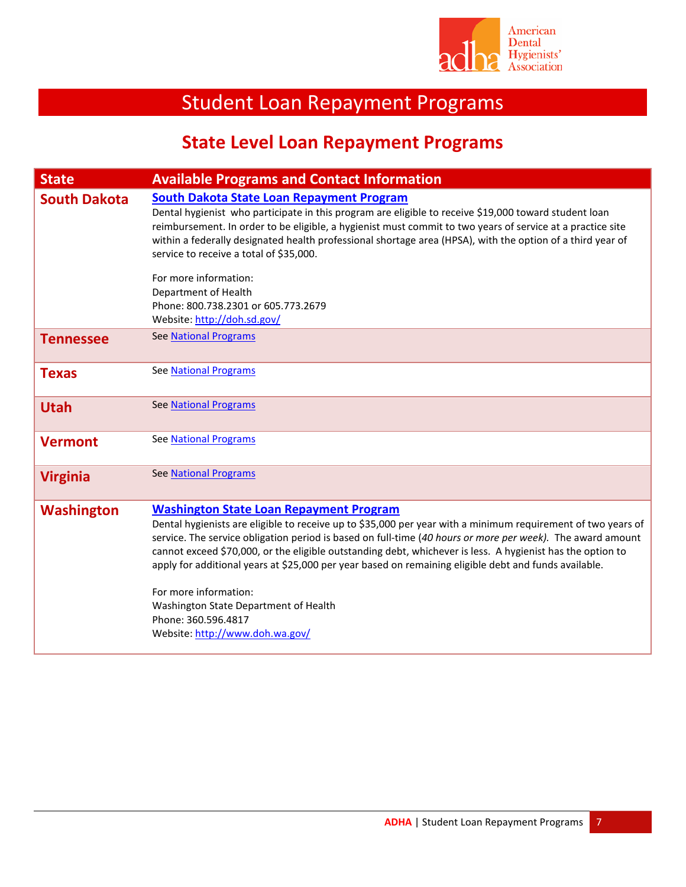# Student Loan Repayment Programs

## State Level Loan Repayment Programs

| State | Available Programs and Contact Information |
|---|---|
| **South Dakota** | **[South Dakota State Loan Repayment Program]()**<br>Dental hygienist who participate in this program are eligible to receive $19,000 toward student loan reimbursement. In order to be eligible, a hygienist must commit to two years of service at a practice site within a federally designated health professional shortage area (HPSA), with the option of a third year of service to receive a total of $35,000.<br><br>For more information:<br>Department of Health<br>Phone: 800.738.2301 or 605.773.2679<br>Website: http://doh.sd.gov/ |
| **Tennessee** | See National Programs |
| **Texas** | See National Programs |
| **Utah** | See National Programs |
| **Vermont** | See National Programs |
| **Virginia** | See National Programs |
| **Washington** | **[Washington State Loan Repayment Program]()**<br>Dental hygienists are eligible to receive up to $35,000 per year with a minimum requirement of two years of service. The service obligation period is based on full-time (*40 hours or more per week).* The award amount cannot exceed $70,000, or the eligible outstanding debt, whichever is less. A hygienist has the option to apply for additional years at $25,000 per year based on remaining eligible debt and funds available.<br><br>For more information:<br>Washington State Department of Health<br>Phone: 360.596.4817<br>Website: http://www.doh.wa.gov/ |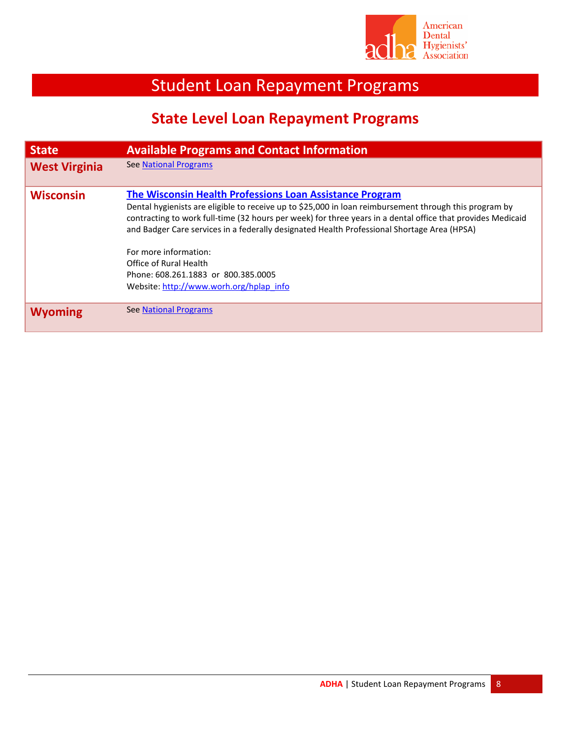# Student Loan Repayment Programs

## State Level Loan Repayment Programs

| State | Available Programs and Contact Information |
|---|---|
| **West Virginia** | See National Programs |
| **Wisconsin** | **The Wisconsin Health Professions Loan Assistance Program**<br>Dental hygienists are eligible to receive up to $25,000 in loan reimbursement through this program by contracting to work full-time (32 hours per week) for three years in a dental office that provides Medicaid and Badger Care services in a federally designated Health Professional Shortage Area (HPSA)<br><br>For more information:<br>Office of Rural Health<br>Phone: 608.261.1883 or 800.385.0005<br>Website: http://www.worh.org/hplap_info |
| **Wyoming** | See National Programs |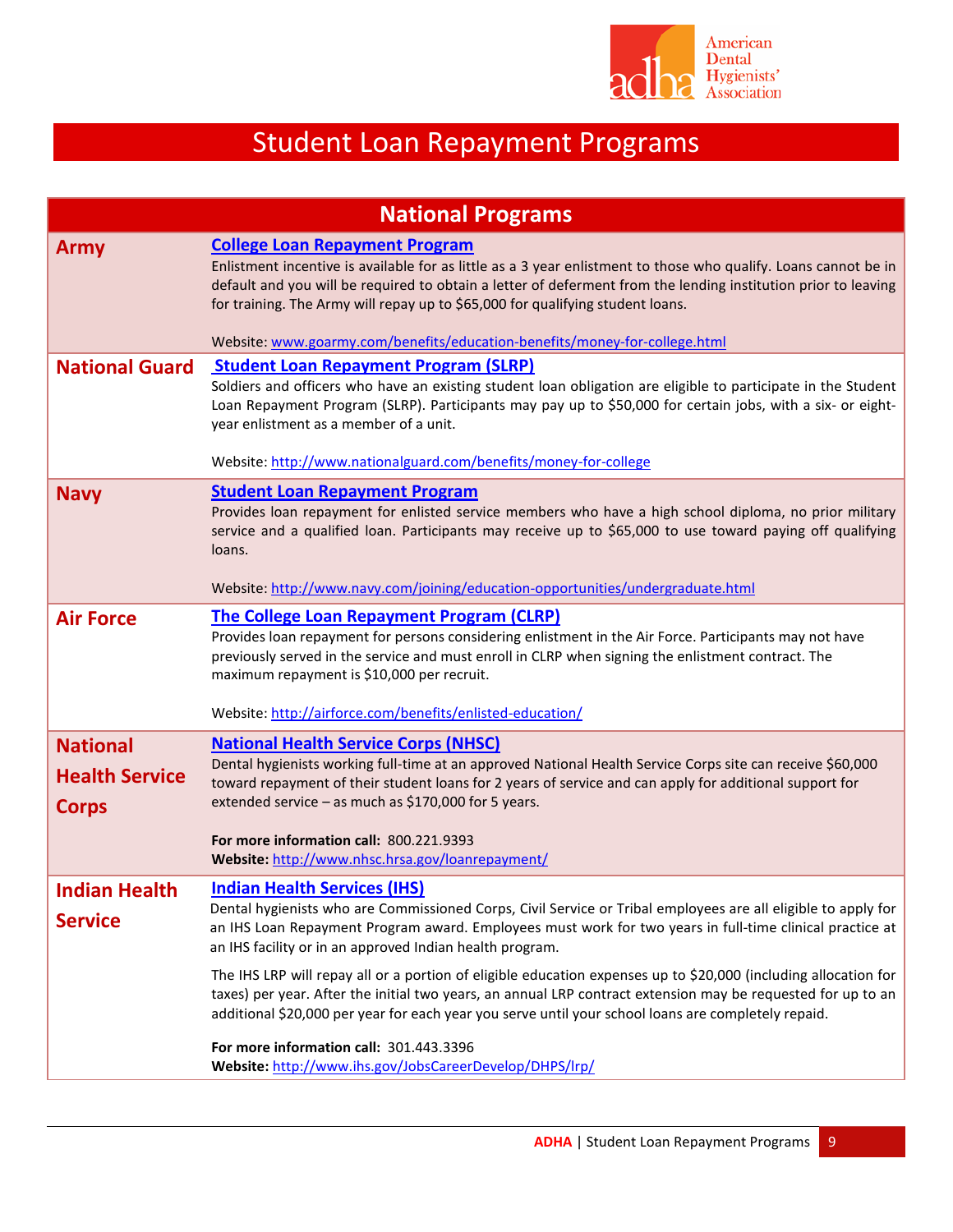# Student Loan Repayment Programs

| National Programs | |
|---|---|
| **Army** | **College Loan Repayment Program**<br>Enlistment incentive is available for as little as a 3 year enlistment to those who qualify. Loans cannot be in default and you will be required to obtain a letter of deferment from the lending institution prior to leaving for training. The Army will repay up to $65,000 for qualifying student loans.<br><br>Website: www.goarmy.com/benefits/education-benefits/money-for-college.html |
| **National Guard** | **Student Loan Repayment Program (SLRP)**<br>Soldiers and officers who have an existing student loan obligation are eligible to participate in the Student Loan Repayment Program (SLRP). Participants may pay up to $50,000 for certain jobs, with a six- or eight-year enlistment as a member of a unit.<br><br>Website: http://www.nationalguard.com/benefits/money-for-college |
| **Navy** | **Student Loan Repayment Program**<br>Provides loan repayment for enlisted service members who have a high school diploma, no prior military service and a qualified loan. Participants may receive up to $65,000 to use toward paying off qualifying loans.<br><br>Website: http://www.navy.com/joining/education-opportunities/undergraduate.html |
| **Air Force** | **The College Loan Repayment Program (CLRP)**<br>Provides loan repayment for persons considering enlistment in the Air Force. Participants may not have previously served in the service and must enroll in CLRP when signing the enlistment contract. The maximum repayment is $10,000 per recruit.<br><br>Website: http://airforce.com/benefits/enlisted-education/ |
| **National Health Service Corps** | **National Health Service Corps (NHSC)**<br>Dental hygienists working full-time at an approved National Health Service Corps site can receive $60,000 toward repayment of their student loans for 2 years of service and can apply for additional support for extended service – as much as $170,000 for 5 years.<br><br>**For more information call:** 800.221.9393<br>**Website:** http://www.nhsc.hrsa.gov/loanrepayment/ |
| **Indian Health Service** | **Indian Health Services (IHS)**<br>Dental hygienists who are Commissioned Corps, Civil Service or Tribal employees are all eligible to apply for an IHS Loan Repayment Program award. Employees must work for two years in full-time clinical practice at an IHS facility or in an approved Indian health program.<br><br>The IHS LRP will repay all or a portion of eligible education expenses up to $20,000 (including allocation for taxes) per year. After the initial two years, an annual LRP contract extension may be requested for up to an additional $20,000 per year for each year you serve until your school loans are completely repaid.<br><br>**For more information call:** 301.443.3396<br>**Website:** http://www.ihs.gov/JobsCareerDevelop/DHPS/lrp/ |